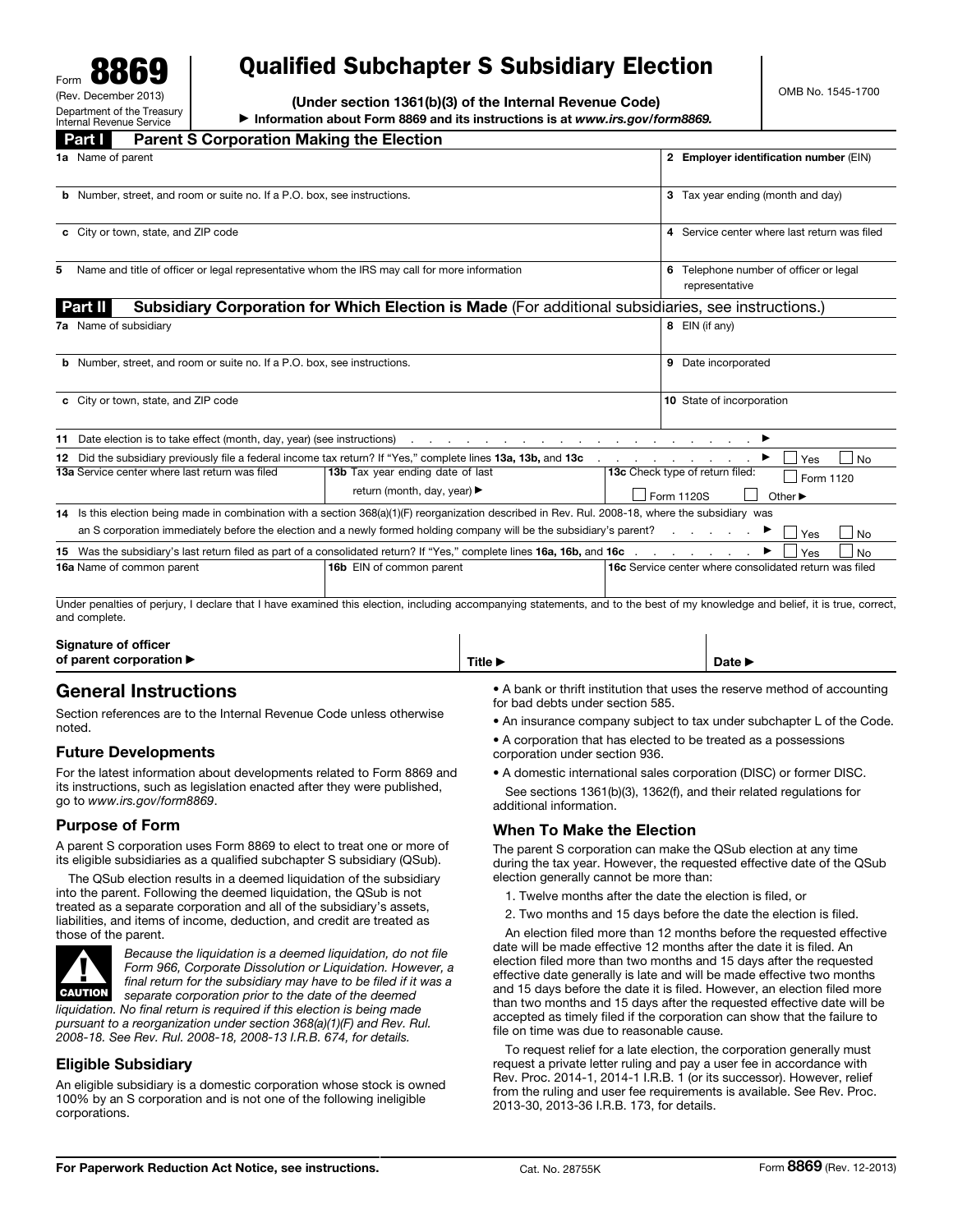Form **8869**
(Rev. December 2013)
Department of the Treasury
Internal Revenue Service

# Qualified Subchapter S Subsidiary Election

**(Under section 1361(b)(3) of the Internal Revenue Code)**

▶ **Information about Form 8869 and its instructions is at** ***www.irs.gov/form8869.***

OMB No. 1545-1700

## Part I Parent S Corporation Making the Election

| | |
|---|---|
| **1a** Name of parent | **2 Employer identification number** (EIN) |
| **b** Number, street, and room or suite no. If a P.O. box, see instructions. | **3** Tax year ending (month and day) |
| **c** City or town, state, and ZIP code | **4** Service center where last return was filed |
| **5** Name and title of officer or legal representative whom the IRS may call for more information | **6** Telephone number of officer or legal representative |

## Part II Subsidiary Corporation for Which Election is Made (For additional subsidiaries, see instructions.)

| | |
|---|---|
| **7a** Name of subsidiary | **8** EIN (if any) |
| **b** Number, street, and room or suite no. If a P.O. box, see instructions. | **9** Date incorporated |
| **c** City or town, state, and ZIP code | **10** State of incorporation |

**11** Date election is to take effect (month, day, year) (see instructions) . . . . . ▶

**12** Did the subsidiary previously file a federal income tax return? If "Yes," complete lines **13a, 13b,** and **13c** . . . ▶ ☐ Yes ☐ No

| **13a** Service center where last return was filed | **13b** Tax year ending date of last return (month, day, year) ▶ | **13c** Check type of return filed: ☐ Form 1120 ☐ Form 1120S ☐ Other ▶ |
|---|---|---|

**14** Is this election being made in combination with a section 368(a)(1)(F) reorganization described in Rev. Rul. 2008-18, where the subsidiary was an S corporation immediately before the election and a newly formed holding company will be the subsidiary's parent? . . . ▶ ☐ Yes ☐ No

**15** Was the subsidiary's last return filed as part of a consolidated return? If "Yes," complete lines **16a, 16b,** and **16c** . . . ▶ ☐ Yes ☐ No

| **16a** Name of common parent | **16b** EIN of common parent | **16c** Service center where consolidated return was filed |
|---|---|---|

Under penalties of perjury, I declare that I have examined this election, including accompanying statements, and to the best of my knowledge and belief, it is true, correct, and complete.

| **Signature of officer of parent corporation** ▶ | **Title** ▶ | **Date** ▶ |
|---|---|---|

## General Instructions

Section references are to the Internal Revenue Code unless otherwise noted.

### Future Developments

For the latest information about developments related to Form 8869 and its instructions, such as legislation enacted after they were published, go to *www.irs.gov/form8869*.

### Purpose of Form

A parent S corporation uses Form 8869 to elect to treat one or more of its eligible subsidiaries as a qualified subchapter S subsidiary (QSub).

The QSub election results in a deemed liquidation of the subsidiary into the parent. Following the deemed liquidation, the QSub is not treated as a separate corporation and all of the subsidiary's assets, liabilities, and items of income, deduction, and credit are treated as those of the parent.

**CAUTION** *Because the liquidation is a deemed liquidation, do not file Form 966, Corporate Dissolution or Liquidation. However, a final return for the subsidiary may have to be filed if it was a separate corporation prior to the date of the deemed liquidation. No final return is required if this election is being made pursuant to a reorganization under section 368(a)(1)(F) and Rev. Rul. 2008-18. See Rev. Rul. 2008-18, 2008-13 I.R.B. 674, for details.*

### Eligible Subsidiary

An eligible subsidiary is a domestic corporation whose stock is owned 100% by an S corporation and is not one of the following ineligible corporations.

- A bank or thrift institution that uses the reserve method of accounting for bad debts under section 585.
- An insurance company subject to tax under subchapter L of the Code.
- A corporation that has elected to be treated as a possessions corporation under section 936.
- A domestic international sales corporation (DISC) or former DISC.

See sections 1361(b)(3), 1362(f), and their related regulations for additional information.

### When To Make the Election

The parent S corporation can make the QSub election at any time during the tax year. However, the requested effective date of the QSub election generally cannot be more than:

1. Twelve months after the date the election is filed, or
2. Two months and 15 days before the date the election is filed.

An election filed more than 12 months before the requested effective date will be made effective 12 months after the date it is filed. An election filed more than two months and 15 days after the requested effective date generally is late and will be made effective two months and 15 days before the date it is filed. However, an election filed more than two months and 15 days after the requested effective date will be accepted as timely filed if the corporation can show that the failure to file on time was due to reasonable cause.

To request relief for a late election, the corporation generally must request a private letter ruling and pay a user fee in accordance with Rev. Proc. 2014-1, 2014-1 I.R.B. 1 (or its successor). However, relief from the ruling and user fee requirements is available. See Rev. Proc. 2013-30, 2013-36 I.R.B. 173, for details.

**For Paperwork Reduction Act Notice, see instructions.** Cat. No. 28755K Form **8869** (Rev. 12-2013)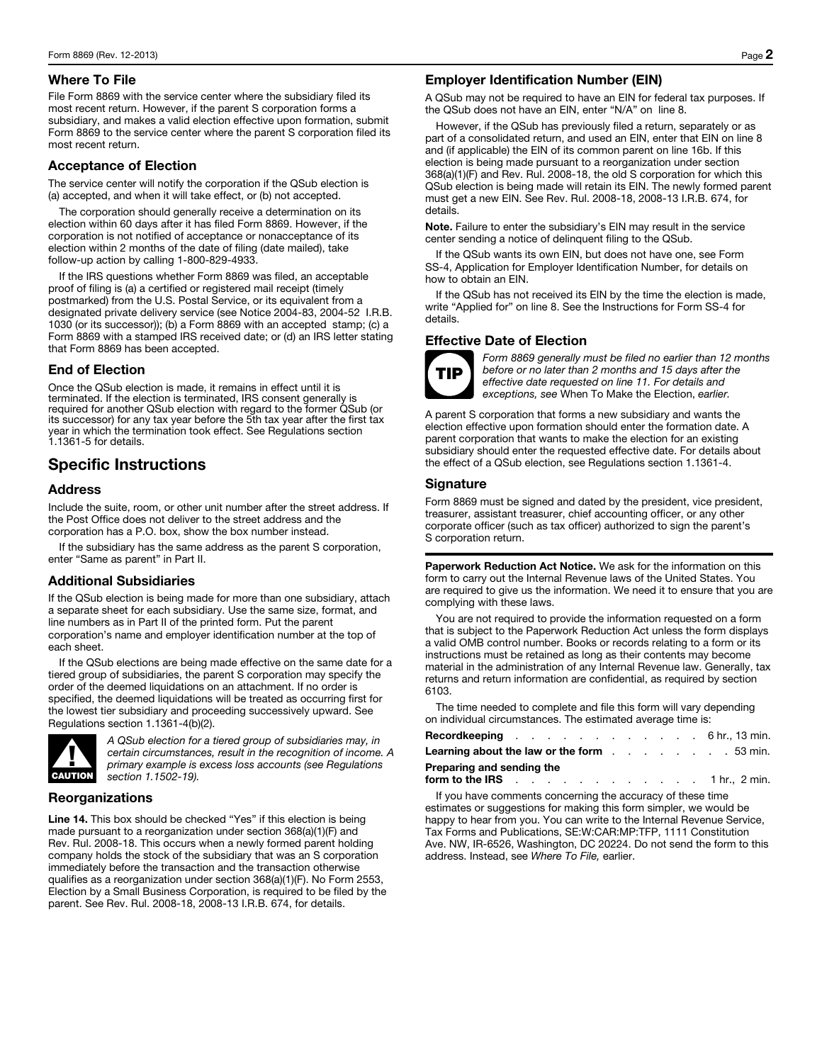## Where To File

File Form 8869 with the service center where the subsidiary filed its most recent return. However, if the parent S corporation forms a subsidiary, and makes a valid election effective upon formation, submit Form 8869 to the service center where the parent S corporation filed its most recent return.

## Acceptance of Election

The service center will notify the corporation if the QSub election is (a) accepted, and when it will take effect, or (b) not accepted.

The corporation should generally receive a determination on its election within 60 days after it has filed Form 8869. However, if the corporation is not notified of acceptance or nonacceptance of its election within 2 months of the date of filing (date mailed), take follow-up action by calling 1-800-829-4933.

If the IRS questions whether Form 8869 was filed, an acceptable proof of filing is (a) a certified or registered mail receipt (timely postmarked) from the U.S. Postal Service, or its equivalent from a designated private delivery service (see Notice 2004-83, 2004-52 I.R.B. 1030 (or its successor)); (b) a Form 8869 with an accepted stamp; (c) a Form 8869 with a stamped IRS received date; or (d) an IRS letter stating that Form 8869 has been accepted.

## End of Election

Once the QSub election is made, it remains in effect until it is terminated. If the election is terminated, IRS consent generally is required for another QSub election with regard to the former QSub (or its successor) for any tax year before the 5th tax year after the first tax year in which the termination took effect. See Regulations section 1.1361-5 for details.

# Specific Instructions

## Address

Include the suite, room, or other unit number after the street address. If the Post Office does not deliver to the street address and the corporation has a P.O. box, show the box number instead.

If the subsidiary has the same address as the parent S corporation, enter "Same as parent" in Part II.

## Additional Subsidiaries

If the QSub election is being made for more than one subsidiary, attach a separate sheet for each subsidiary. Use the same size, format, and line numbers as in Part II of the printed form. Put the parent corporation's name and employer identification number at the top of each sheet.

If the QSub elections are being made effective on the same date for a tiered group of subsidiaries, the parent S corporation may specify the order of the deemed liquidations on an attachment. If no order is specified, the deemed liquidations will be treated as occurring first for the lowest tier subsidiary and proceeding successively upward. See Regulations section 1.1361-4(b)(2).

**CAUTION** *A QSub election for a tiered group of subsidiaries may, in certain circumstances, result in the recognition of income. A primary example is excess loss accounts (see Regulations section 1.1502-19).*

## Reorganizations

**Line 14.** This box should be checked "Yes" if this election is being made pursuant to a reorganization under section 368(a)(1)(F) and Rev. Rul. 2008-18. This occurs when a newly formed parent holding company holds the stock of the subsidiary that was an S corporation immediately before the transaction and the transaction otherwise qualifies as a reorganization under section 368(a)(1)(F). No Form 2553, Election by a Small Business Corporation, is required to be filed by the parent. See Rev. Rul. 2008-18, 2008-13 I.R.B. 674, for details.

## Employer Identification Number (EIN)

A QSub may not be required to have an EIN for federal tax purposes. If the QSub does not have an EIN, enter "N/A" on line 8.

However, if the QSub has previously filed a return, separately or as part of a consolidated return, and used an EIN, enter that EIN on line 8 and (if applicable) the EIN of its common parent on line 16b. If this election is being made pursuant to a reorganization under section 368(a)(1)(F) and Rev. Rul. 2008-18, the old S corporation for which this QSub election is being made will retain its EIN. The newly formed parent must get a new EIN. See Rev. Rul. 2008-18, 2008-13 I.R.B. 674, for details.

**Note.** Failure to enter the subsidiary's EIN may result in the service center sending a notice of delinquent filing to the QSub.

If the QSub wants its own EIN, but does not have one, see Form SS-4, Application for Employer Identification Number, for details on how to obtain an EIN.

If the QSub has not received its EIN by the time the election is made, write "Applied for" on line 8. See the Instructions for Form SS-4 for details.

## Effective Date of Election

**TIP** *Form 8869 generally must be filed no earlier than 12 months before or no later than 2 months and 15 days after the effective date requested on line 11. For details and exceptions, see* When To Make the Election, *earlier.*

A parent S corporation that forms a new subsidiary and wants the election effective upon formation should enter the formation date. A parent corporation that wants to make the election for an existing subsidiary should enter the requested effective date. For details about the effect of a QSub election, see Regulations section 1.1361-4.

## Signature

Form 8869 must be signed and dated by the president, vice president, treasurer, assistant treasurer, chief accounting officer, or any other corporate officer (such as tax officer) authorized to sign the parent's S corporation return.

**Paperwork Reduction Act Notice.** We ask for the information on this form to carry out the Internal Revenue laws of the United States. You are required to give us the information. We need it to ensure that you are complying with these laws.

You are not required to provide the information requested on a form that is subject to the Paperwork Reduction Act unless the form displays a valid OMB control number. Books or records relating to a form or its instructions must be retained as long as their contents may become material in the administration of any Internal Revenue law. Generally, tax returns and return information are confidential, as required by section 6103.

The time needed to complete and file this form will vary depending on individual circumstances. The estimated average time is:

| | |
|---|---|
| **Recordkeeping** | 6 hr., 13 min. |
| **Learning about the law or the form** | 53 min. |
| **Preparing and sending the form to the IRS** | 1 hr., 2 min. |

If you have comments concerning the accuracy of these time estimates or suggestions for making this form simpler, we would be happy to hear from you. You can write to the Internal Revenue Service, Tax Forms and Publications, SE:W:CAR:MP:TFP, 1111 Constitution Ave. NW, IR-6526, Washington, DC 20224. Do not send the form to this address. Instead, see *Where To File,* earlier.